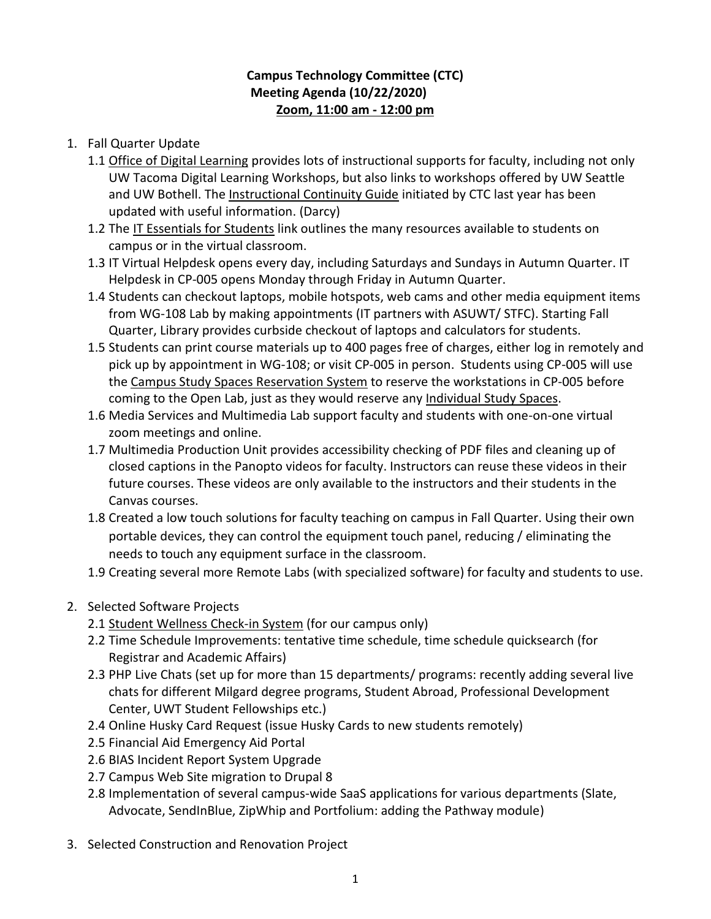**Campus Technology Committee (CTC)**
**Meeting Agenda (10/22/2020)**
**Zoom, 11:00 am - 12:00 pm**

1. Fall Quarter Update
   - 1.1 Office of Digital Learning provides lots of instructional supports for faculty, including not only UW Tacoma Digital Learning Workshops, but also links to workshops offered by UW Seattle and UW Bothell. The Instructional Continuity Guide initiated by CTC last year has been updated with useful information. (Darcy)
   - 1.2 The IT Essentials for Students link outlines the many resources available to students on campus or in the virtual classroom.
   - 1.3 IT Virtual Helpdesk opens every day, including Saturdays and Sundays in Autumn Quarter. IT Helpdesk in CP-005 opens Monday through Friday in Autumn Quarter.
   - 1.4 Students can checkout laptops, mobile hotspots, web cams and other media equipment items from WG-108 Lab by making appointments (IT partners with ASUWT/ STFC). Starting Fall Quarter, Library provides curbside checkout of laptops and calculators for students.
   - 1.5 Students can print course materials up to 400 pages free of charges, either log in remotely and pick up by appointment in WG-108; or visit CP-005 in person. Students using CP-005 will use the Campus Study Spaces Reservation System to reserve the workstations in CP-005 before coming to the Open Lab, just as they would reserve any Individual Study Spaces.
   - 1.6 Media Services and Multimedia Lab support faculty and students with one-on-one virtual zoom meetings and online.
   - 1.7 Multimedia Production Unit provides accessibility checking of PDF files and cleaning up of closed captions in the Panopto videos for faculty. Instructors can reuse these videos in their future courses. These videos are only available to the instructors and their students in the Canvas courses.
   - 1.8 Created a low touch solutions for faculty teaching on campus in Fall Quarter. Using their own portable devices, they can control the equipment touch panel, reducing / eliminating the needs to touch any equipment surface in the classroom.
   - 1.9 Creating several more Remote Labs (with specialized software) for faculty and students to use.

2. Selected Software Projects
   - 2.1 Student Wellness Check-in System (for our campus only)
   - 2.2 Time Schedule Improvements: tentative time schedule, time schedule quicksearch (for Registrar and Academic Affairs)
   - 2.3 PHP Live Chats (set up for more than 15 departments/ programs: recently adding several live chats for different Milgard degree programs, Student Abroad, Professional Development Center, UWT Student Fellowships etc.)
   - 2.4 Online Husky Card Request (issue Husky Cards to new students remotely)
   - 2.5 Financial Aid Emergency Aid Portal
   - 2.6 BIAS Incident Report System Upgrade
   - 2.7 Campus Web Site migration to Drupal 8
   - 2.8 Implementation of several campus-wide SaaS applications for various departments (Slate, Advocate, SendInBlue, ZipWhip and Portfolium: adding the Pathway module)

3. Selected Construction and Renovation Project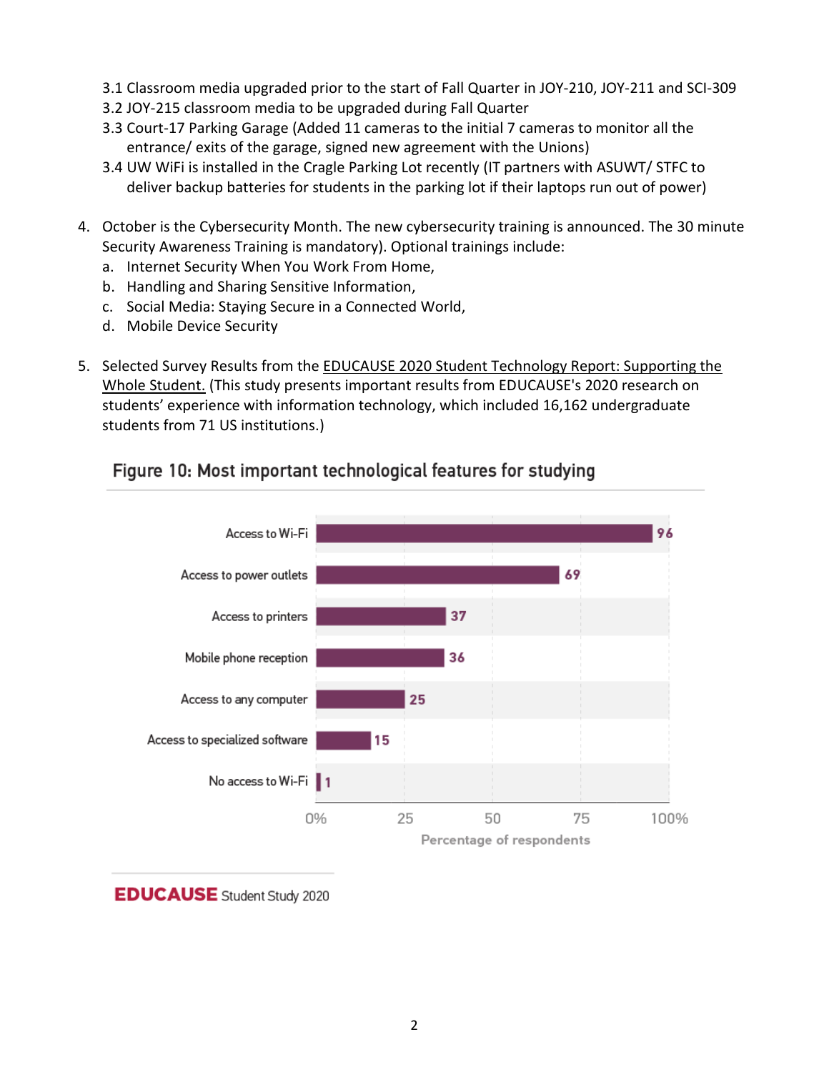3.1 Classroom media upgraded prior to the start of Fall Quarter in JOY-210, JOY-211 and SCI-309

3.2 JOY-215 classroom media to be upgraded during Fall Quarter

3.3 Court-17 Parking Garage (Added 11 cameras to the initial 7 cameras to monitor all the entrance/ exits of the garage, signed new agreement with the Unions)

3.4 UW WiFi is installed in the Cragle Parking Lot recently (IT partners with ASUWT/ STFC to deliver backup batteries for students in the parking lot if their laptops run out of power)

4. October is the Cybersecurity Month. The new cybersecurity training is announced. The 30 minute Security Awareness Training is mandatory). Optional trainings include:
   a. Internet Security When You Work From Home,
   b. Handling and Sharing Sensitive Information,
   c. Social Media: Staying Secure in a Connected World,
   d. Mobile Device Security

5. Selected Survey Results from the EDUCAUSE 2020 Student Technology Report: Supporting the Whole Student. (This study presents important results from EDUCAUSE's 2020 research on students' experience with information technology, which included 16,162 undergraduate students from 71 US institutions.)

**Figure 10: Most important technological features for studying**

| Feature | Percentage of respondents |
|---|---|
| Access to Wi-Fi | 96 |
| Access to power outlets | 69 |
| Access to printers | 37 |
| Mobile phone reception | 36 |
| Access to any computer | 25 |
| Access to specialized software | 15 |
| No access to Wi-Fi | 1 |

EDUCAUSE Student Study 2020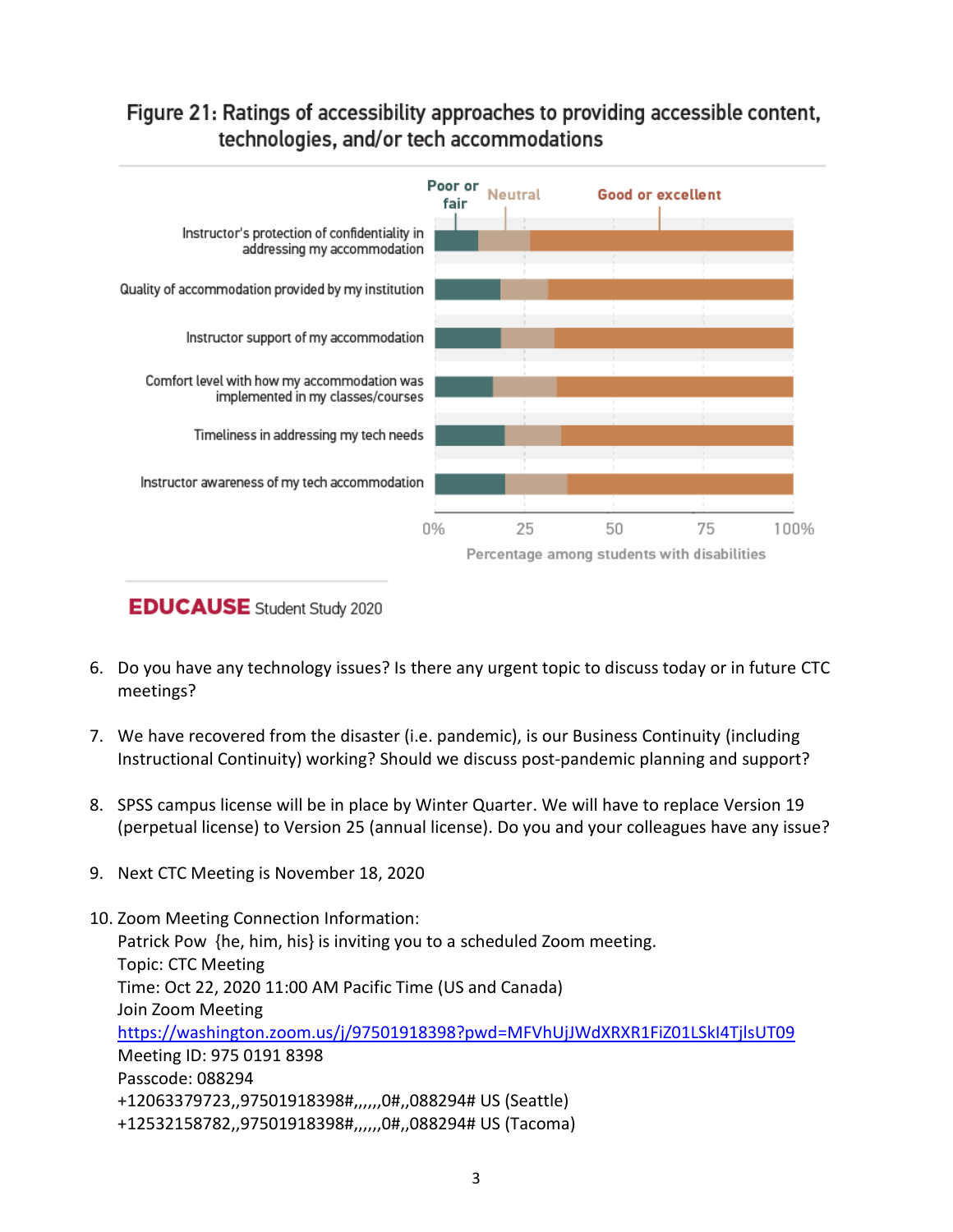**Figure 21: Ratings of accessibility approaches to providing accessible content, technologies, and/or tech accommodations**

Poor or fair
Neutral
Good or excellent

Instructor's protection of confidentiality in addressing my accommodation
Quality of accommodation provided by my institution
Instructor support of my accommodation
Comfort level with how my accommodation was implemented in my classes/courses
Timeliness in addressing my tech needs
Instructor awareness of my tech accommodation

0% 25 50 75 100%

Percentage among students with disabilities

EDUCAUSE Student Study 2020

6. Do you have any technology issues? Is there any urgent topic to discuss today or in future CTC meetings?

7. We have recovered from the disaster (i.e. pandemic), is our Business Continuity (including Instructional Continuity) working? Should we discuss post-pandemic planning and support?

8. SPSS campus license will be in place by Winter Quarter. We will have to replace Version 19 (perpetual license) to Version 25 (annual license). Do you and your colleagues have any issue?

9. Next CTC Meeting is November 18, 2020

10. Zoom Meeting Connection Information:
    Patrick Pow {he, him, his} is inviting you to a scheduled Zoom meeting.
    Topic: CTC Meeting
    Time: Oct 22, 2020 11:00 AM Pacific Time (US and Canada)
    Join Zoom Meeting
    https://washington.zoom.us/j/97501918398?pwd=MFVhUjJWdXRXR1FiZ01LSkI4TjlsUT09
    Meeting ID: 975 0191 8398
    Passcode: 088294
    +12063379723,,97501918398#,,,,,,0#,,088294# US (Seattle)
    +12532158782,,97501918398#,,,,,,0#,,088294# US (Tacoma)